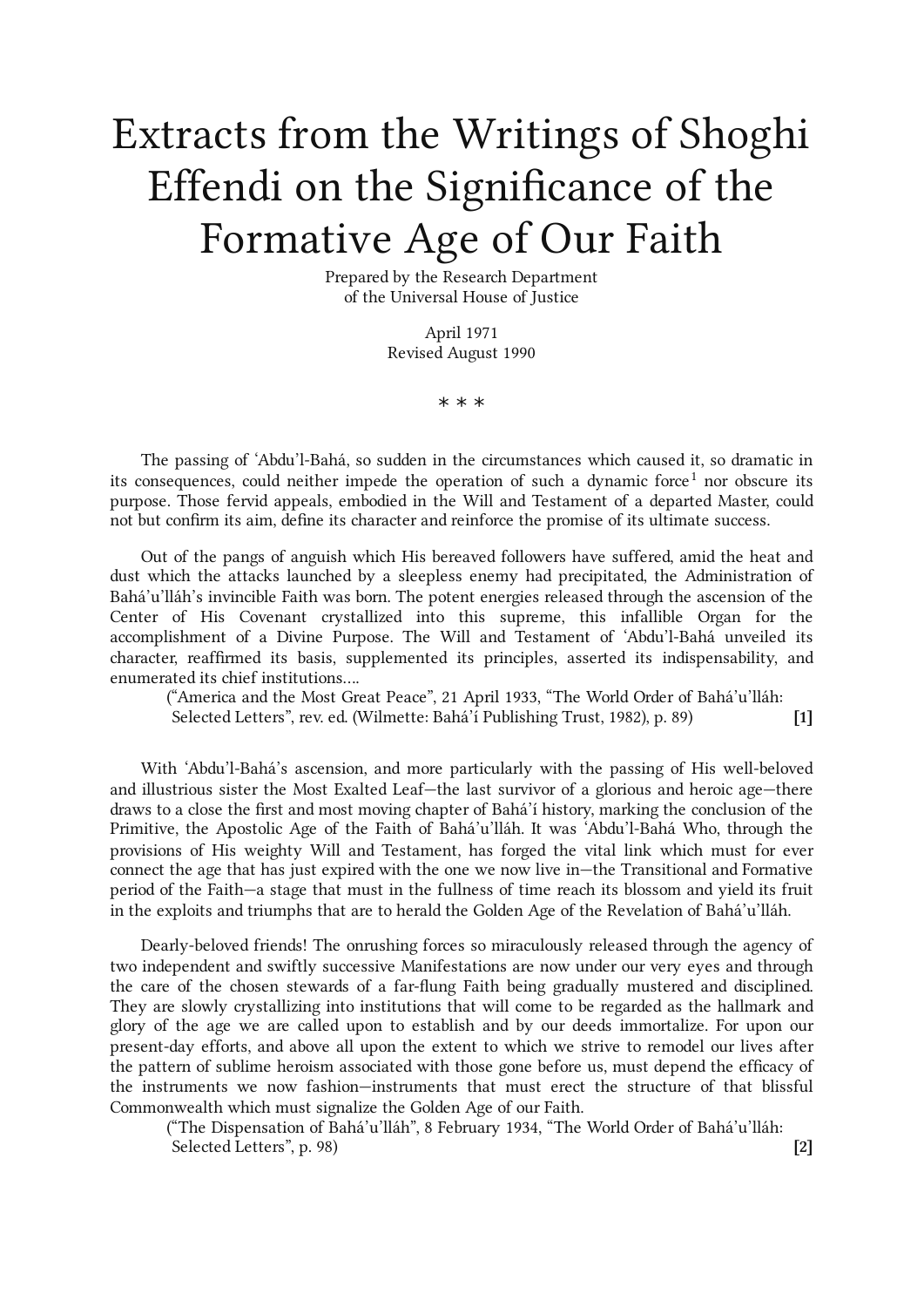# Extracts from the Writings of Shoghi Effendi on the Significance of the Formative Age of Our Faith

Prepared by the Research Department
of the Universal House of Justice

April 1971
Revised August 1990

\* \* \*

The passing of ʻAbdu'l-Bahá, so sudden in the circumstances which caused it, so dramatic in its consequences, could neither impede the operation of such a dynamic force[1] nor obscure its purpose. Those fervid appeals, embodied in the Will and Testament of a departed Master, could not but confirm its aim, define its character and reinforce the promise of its ultimate success.

Out of the pangs of anguish which His bereaved followers have suffered, amid the heat and dust which the attacks launched by a sleepless enemy had precipitated, the Administration of Bahá'u'lláh's invincible Faith was born. The potent energies released through the ascension of the Center of His Covenant crystallized into this supreme, this infallible Organ for the accomplishment of a Divine Purpose. The Will and Testament of ʻAbdu'l-Bahá unveiled its character, reaffirmed its basis, supplemented its principles, asserted its indispensability, and enumerated its chief institutions....

("America and the Most Great Peace", 21 April 1933, "The World Order of Bahá'u'lláh: Selected Letters", rev. ed. (Wilmette: Bahá'í Publishing Trust, 1982), p. 89) **[1]**

With ʻAbdu'l-Bahá's ascension, and more particularly with the passing of His well-beloved and illustrious sister the Most Exalted Leaf—the last survivor of a glorious and heroic age—there draws to a close the first and most moving chapter of Bahá'í history, marking the conclusion of the Primitive, the Apostolic Age of the Faith of Bahá'u'lláh. It was ʻAbdu'l-Bahá Who, through the provisions of His weighty Will and Testament, has forged the vital link which must for ever connect the age that has just expired with the one we now live in—the Transitional and Formative period of the Faith—a stage that must in the fullness of time reach its blossom and yield its fruit in the exploits and triumphs that are to herald the Golden Age of the Revelation of Bahá'u'lláh.

Dearly-beloved friends! The onrushing forces so miraculously released through the agency of two independent and swiftly successive Manifestations are now under our very eyes and through the care of the chosen stewards of a far-flung Faith being gradually mustered and disciplined. They are slowly crystallizing into institutions that will come to be regarded as the hallmark and glory of the age we are called upon to establish and by our deeds immortalize. For upon our present-day efforts, and above all upon the extent to which we strive to remodel our lives after the pattern of sublime heroism associated with those gone before us, must depend the efficacy of the instruments we now fashion—instruments that must erect the structure of that blissful Commonwealth which must signalize the Golden Age of our Faith.

("The Dispensation of Bahá'u'lláh", 8 February 1934, "The World Order of Bahá'u'lláh: Selected Letters", p. 98) **[2]**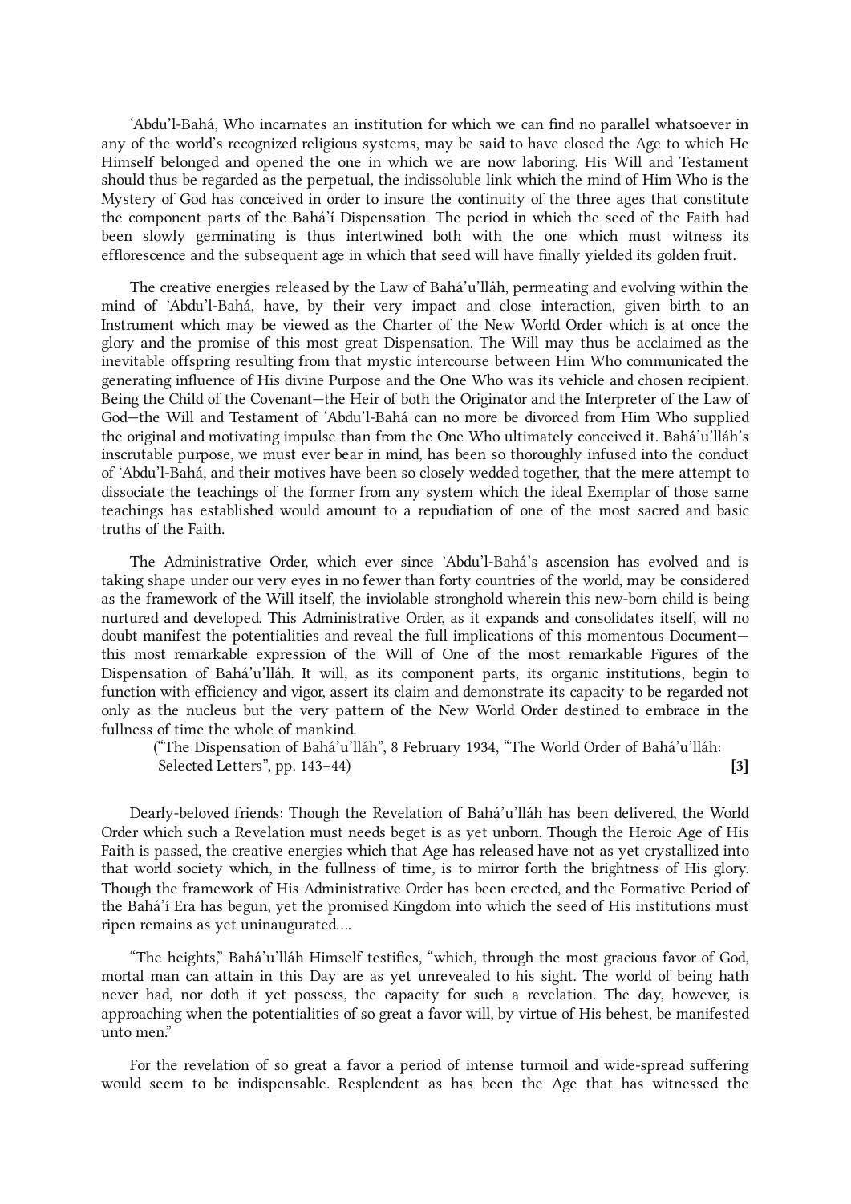'Abdu'l-Bahá, Who incarnates an institution for which we can find no parallel whatsoever in any of the world's recognized religious systems, may be said to have closed the Age to which He Himself belonged and opened the one in which we are now laboring. His Will and Testament should thus be regarded as the perpetual, the indissoluble link which the mind of Him Who is the Mystery of God has conceived in order to insure the continuity of the three ages that constitute the component parts of the Bahá'í Dispensation. The period in which the seed of the Faith had been slowly germinating is thus intertwined both with the one which must witness its efflorescence and the subsequent age in which that seed will have finally yielded its golden fruit.

The creative energies released by the Law of Bahá'u'lláh, permeating and evolving within the mind of 'Abdu'l-Bahá, have, by their very impact and close interaction, given birth to an Instrument which may be viewed as the Charter of the New World Order which is at once the glory and the promise of this most great Dispensation. The Will may thus be acclaimed as the inevitable offspring resulting from that mystic intercourse between Him Who communicated the generating influence of His divine Purpose and the One Who was its vehicle and chosen recipient. Being the Child of the Covenant—the Heir of both the Originator and the Interpreter of the Law of God—the Will and Testament of 'Abdu'l-Bahá can no more be divorced from Him Who supplied the original and motivating impulse than from the One Who ultimately conceived it. Bahá'u'lláh's inscrutable purpose, we must ever bear in mind, has been so thoroughly infused into the conduct of 'Abdu'l-Bahá, and their motives have been so closely wedded together, that the mere attempt to dissociate the teachings of the former from any system which the ideal Exemplar of those same teachings has established would amount to a repudiation of one of the most sacred and basic truths of the Faith.

The Administrative Order, which ever since 'Abdu'l-Bahá's ascension has evolved and is taking shape under our very eyes in no fewer than forty countries of the world, may be considered as the framework of the Will itself, the inviolable stronghold wherein this new-born child is being nurtured and developed. This Administrative Order, as it expands and consolidates itself, will no doubt manifest the potentialities and reveal the full implications of this momentous Document—this most remarkable expression of the Will of One of the most remarkable Figures of the Dispensation of Bahá'u'lláh. It will, as its component parts, its organic institutions, begin to function with efficiency and vigor, assert its claim and demonstrate its capacity to be regarded not only as the nucleus but the very pattern of the New World Order destined to embrace in the fullness of time the whole of mankind.

("The Dispensation of Bahá'u'lláh", 8 February 1934, "The World Order of Bahá'u'lláh: Selected Letters", pp. 143–44) **[3]**

Dearly-beloved friends: Though the Revelation of Bahá'u'lláh has been delivered, the World Order which such a Revelation must needs beget is as yet unborn. Though the Heroic Age of His Faith is passed, the creative energies which that Age has released have not as yet crystallized into that world society which, in the fullness of time, is to mirror forth the brightness of His glory. Though the framework of His Administrative Order has been erected, and the Formative Period of the Bahá'í Era has begun, yet the promised Kingdom into which the seed of His institutions must ripen remains as yet uninaugurated....

"The heights," Bahá'u'lláh Himself testifies, "which, through the most gracious favor of God, mortal man can attain in this Day are as yet unrevealed to his sight. The world of being hath never had, nor doth it yet possess, the capacity for such a revelation. The day, however, is approaching when the potentialities of so great a favor will, by virtue of His behest, be manifested unto men."

For the revelation of so great a favor a period of intense turmoil and wide-spread suffering would seem to be indispensable. Resplendent as has been the Age that has witnessed the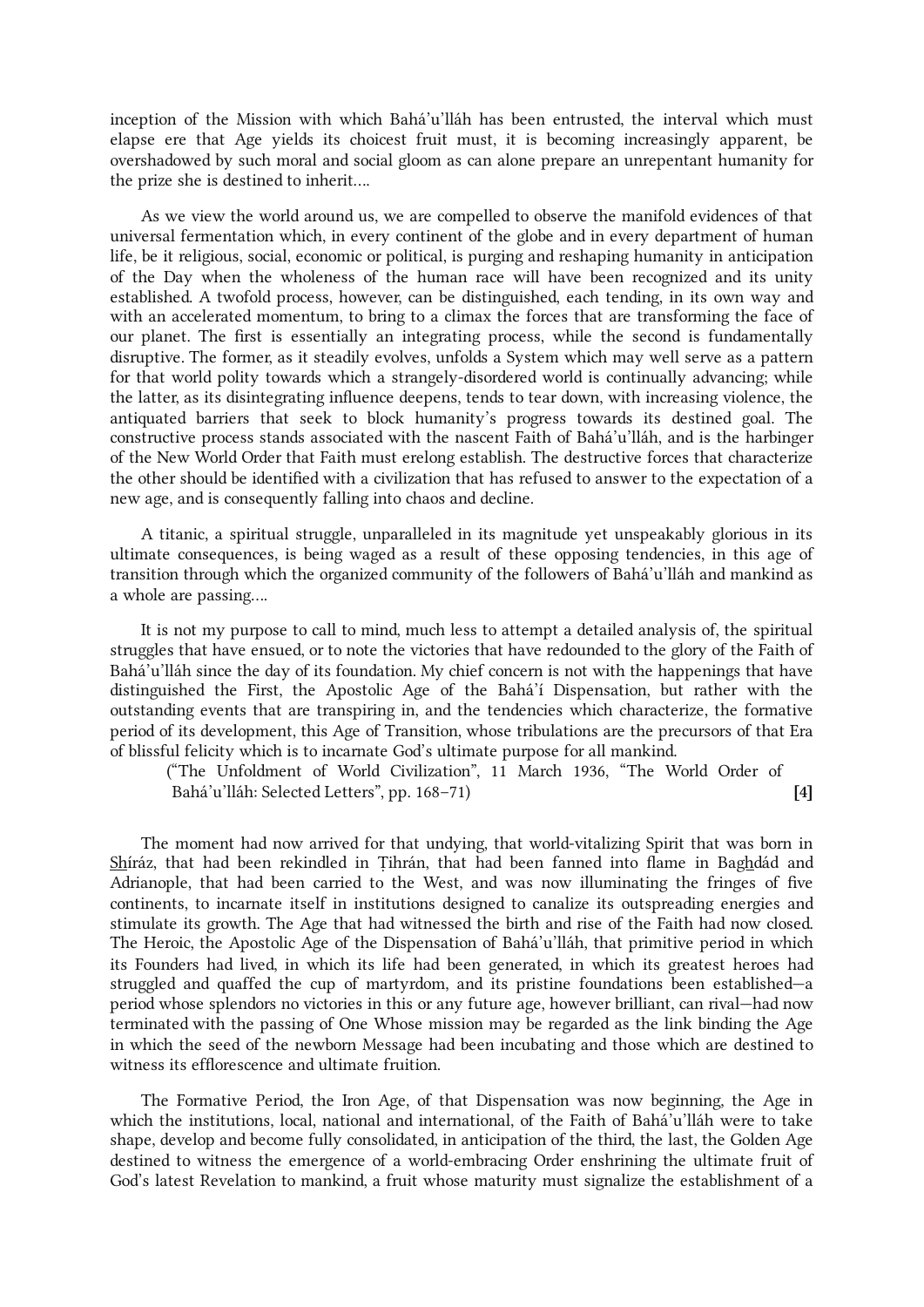inception of the Mission with which Bahá'u'lláh has been entrusted, the interval which must elapse ere that Age yields its choicest fruit must, it is becoming increasingly apparent, be overshadowed by such moral and social gloom as can alone prepare an unrepentant humanity for the prize she is destined to inherit….

As we view the world around us, we are compelled to observe the manifold evidences of that universal fermentation which, in every continent of the globe and in every department of human life, be it religious, social, economic or political, is purging and reshaping humanity in anticipation of the Day when the wholeness of the human race will have been recognized and its unity established. A twofold process, however, can be distinguished, each tending, in its own way and with an accelerated momentum, to bring to a climax the forces that are transforming the face of our planet. The first is essentially an integrating process, while the second is fundamentally disruptive. The former, as it steadily evolves, unfolds a System which may well serve as a pattern for that world polity towards which a strangely-disordered world is continually advancing; while the latter, as its disintegrating influence deepens, tends to tear down, with increasing violence, the antiquated barriers that seek to block humanity's progress towards its destined goal. The constructive process stands associated with the nascent Faith of Bahá'u'lláh, and is the harbinger of the New World Order that Faith must erelong establish. The destructive forces that characterize the other should be identified with a civilization that has refused to answer to the expectation of a new age, and is consequently falling into chaos and decline.

A titanic, a spiritual struggle, unparalleled in its magnitude yet unspeakably glorious in its ultimate consequences, is being waged as a result of these opposing tendencies, in this age of transition through which the organized community of the followers of Bahá'u'lláh and mankind as a whole are passing….

It is not my purpose to call to mind, much less to attempt a detailed analysis of, the spiritual struggles that have ensued, or to note the victories that have redounded to the glory of the Faith of Bahá'u'lláh since the day of its foundation. My chief concern is not with the happenings that have distinguished the First, the Apostolic Age of the Bahá'í Dispensation, but rather with the outstanding events that are transpiring in, and the tendencies which characterize, the formative period of its development, this Age of Transition, whose tribulations are the precursors of that Era of blissful felicity which is to incarnate God's ultimate purpose for all mankind.

("The Unfoldment of World Civilization", 11 March 1936, "The World Order of Bahá'u'lláh: Selected Letters", pp. 168–71) **[4]**

The moment had now arrived for that undying, that world-vitalizing Spirit that was born in S͟híráz, that had been rekindled in Ṭihrán, that had been fanned into flame in Bag͟hdád and Adrianople, that had been carried to the West, and was now illuminating the fringes of five continents, to incarnate itself in institutions designed to canalize its outspreading energies and stimulate its growth. The Age that had witnessed the birth and rise of the Faith had now closed. The Heroic, the Apostolic Age of the Dispensation of Bahá'u'lláh, that primitive period in which its Founders had lived, in which its life had been generated, in which its greatest heroes had struggled and quaffed the cup of martyrdom, and its pristine foundations been established—a period whose splendors no victories in this or any future age, however brilliant, can rival—had now terminated with the passing of One Whose mission may be regarded as the link binding the Age in which the seed of the newborn Message had been incubating and those which are destined to witness its efflorescence and ultimate fruition.

The Formative Period, the Iron Age, of that Dispensation was now beginning, the Age in which the institutions, local, national and international, of the Faith of Bahá'u'lláh were to take shape, develop and become fully consolidated, in anticipation of the third, the last, the Golden Age destined to witness the emergence of a world-embracing Order enshrining the ultimate fruit of God's latest Revelation to mankind, a fruit whose maturity must signalize the establishment of a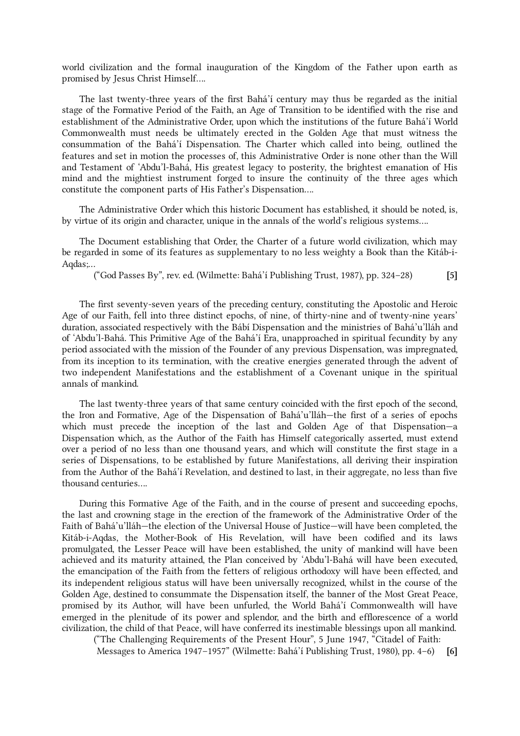world civilization and the formal inauguration of the Kingdom of the Father upon earth as promised by Jesus Christ Himself….

The last twenty-three years of the first Bahá'í century may thus be regarded as the initial stage of the Formative Period of the Faith, an Age of Transition to be identified with the rise and establishment of the Administrative Order, upon which the institutions of the future Bahá'í World Commonwealth must needs be ultimately erected in the Golden Age that must witness the consummation of the Bahá'í Dispensation. The Charter which called into being, outlined the features and set in motion the processes of, this Administrative Order is none other than the Will and Testament of 'Abdu'l-Bahá, His greatest legacy to posterity, the brightest emanation of His mind and the mightiest instrument forged to insure the continuity of the three ages which constitute the component parts of His Father's Dispensation….

The Administrative Order which this historic Document has established, it should be noted, is, by virtue of its origin and character, unique in the annals of the world's religious systems….

The Document establishing that Order, the Charter of a future world civilization, which may be regarded in some of its features as supplementary to no less weighty a Book than the Kitáb-i-Aqdas;…

("God Passes By", rev. ed. (Wilmette: Bahá'í Publishing Trust, 1987), pp. 324–28) **[5]**

The first seventy-seven years of the preceding century, constituting the Apostolic and Heroic Age of our Faith, fell into three distinct epochs, of nine, of thirty-nine and of twenty-nine years' duration, associated respectively with the Bábí Dispensation and the ministries of Bahá'u'lláh and of 'Abdu'l-Bahá. This Primitive Age of the Bahá'í Era, unapproached in spiritual fecundity by any period associated with the mission of the Founder of any previous Dispensation, was impregnated, from its inception to its termination, with the creative energies generated through the advent of two independent Manifestations and the establishment of a Covenant unique in the spiritual annals of mankind.

The last twenty-three years of that same century coincided with the first epoch of the second, the Iron and Formative, Age of the Dispensation of Bahá'u'lláh—the first of a series of epochs which must precede the inception of the last and Golden Age of that Dispensation—a Dispensation which, as the Author of the Faith has Himself categorically asserted, must extend over a period of no less than one thousand years, and which will constitute the first stage in a series of Dispensations, to be established by future Manifestations, all deriving their inspiration from the Author of the Bahá'í Revelation, and destined to last, in their aggregate, no less than five thousand centuries….

During this Formative Age of the Faith, and in the course of present and succeeding epochs, the last and crowning stage in the erection of the framework of the Administrative Order of the Faith of Bahá'u'lláh—the election of the Universal House of Justice—will have been completed, the Kitáb-i-Aqdas, the Mother-Book of His Revelation, will have been codified and its laws promulgated, the Lesser Peace will have been established, the unity of mankind will have been achieved and its maturity attained, the Plan conceived by 'Abdu'l-Bahá will have been executed, the emancipation of the Faith from the fetters of religious orthodoxy will have been effected, and its independent religious status will have been universally recognized, whilst in the course of the Golden Age, destined to consummate the Dispensation itself, the banner of the Most Great Peace, promised by its Author, will have been unfurled, the World Bahá'í Commonwealth will have emerged in the plenitude of its power and splendor, and the birth and efflorescence of a world civilization, the child of that Peace, will have conferred its inestimable blessings upon all mankind.

("The Challenging Requirements of the Present Hour", 5 June 1947, "Citadel of Faith: Messages to America 1947–1957" (Wilmette: Bahá'í Publishing Trust, 1980), pp. 4–6) **[6]**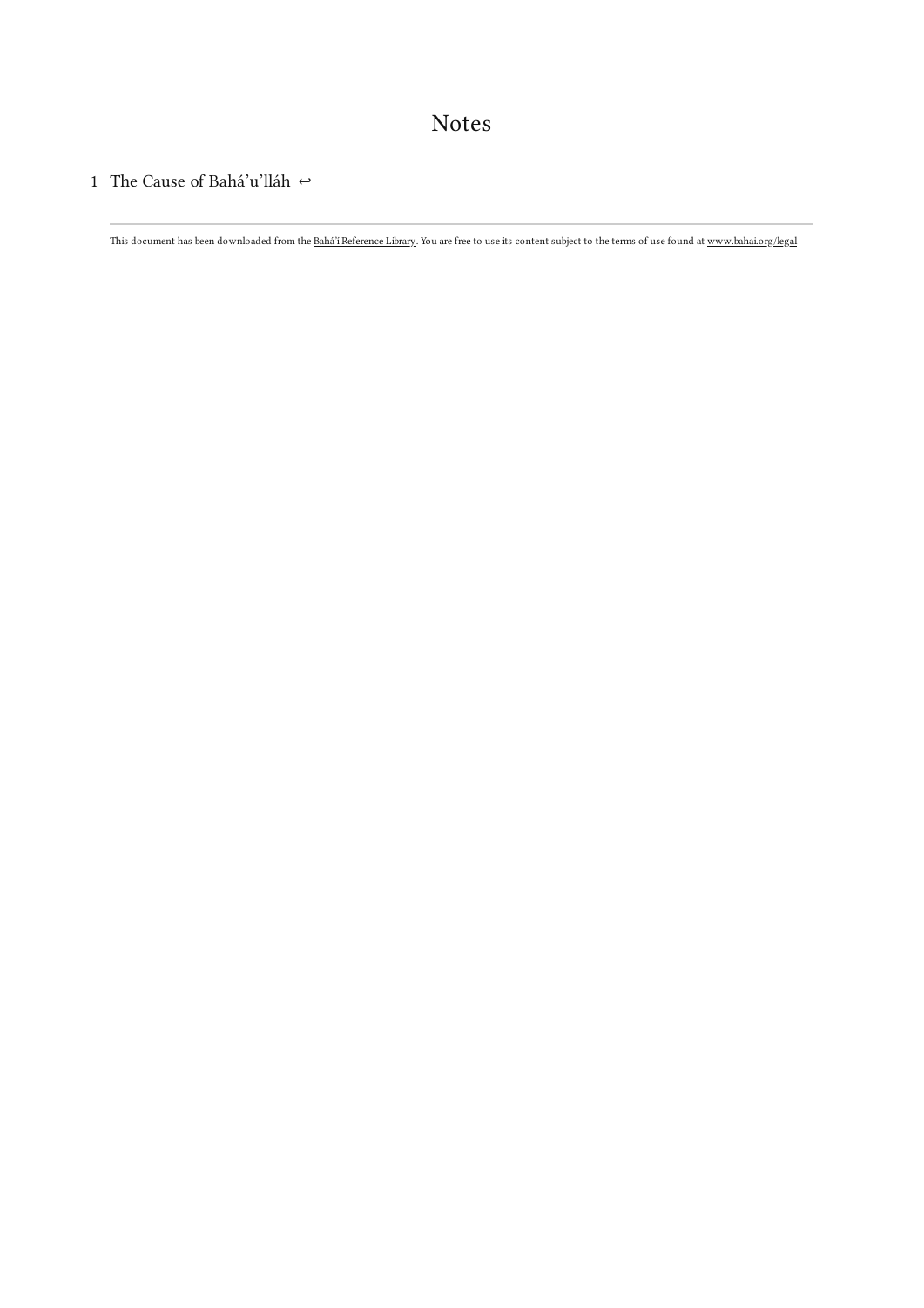# Notes

1. The Cause of Bahá’u’lláh ↩

---

This document has been downloaded from the Bahá’í Reference Library. You are free to use its content subject to the terms of use found at www.bahai.org/legal